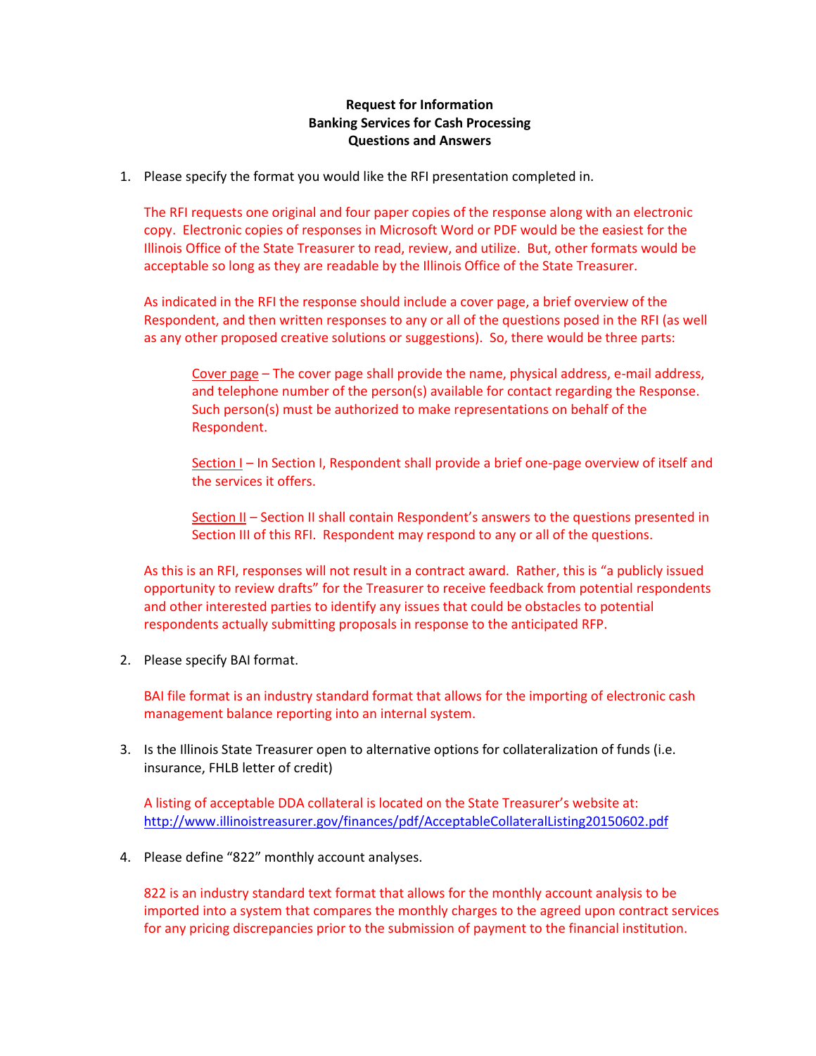**Request for Information**
**Banking Services for Cash Processing**
**Questions and Answers**

1. Please specify the format you would like the RFI presentation completed in.

   The RFI requests one original and four paper copies of the response along with an electronic copy. Electronic copies of responses in Microsoft Word or PDF would be the easiest for the Illinois Office of the State Treasurer to read, review, and utilize. But, other formats would be acceptable so long as they are readable by the Illinois Office of the State Treasurer.

   As indicated in the RFI the response should include a cover page, a brief overview of the Respondent, and then written responses to any or all of the questions posed in the RFI (as well as any other proposed creative solutions or suggestions). So, there would be three parts:

   > <u>Cover page</u> – The cover page shall provide the name, physical address, e-mail address, and telephone number of the person(s) available for contact regarding the Response. Such person(s) must be authorized to make representations on behalf of the Respondent.
   >
   > <u>Section I</u> – In Section I, Respondent shall provide a brief one-page overview of itself and the services it offers.
   >
   > <u>Section II</u> – Section II shall contain Respondent's answers to the questions presented in Section III of this RFI. Respondent may respond to any or all of the questions.

   As this is an RFI, responses will not result in a contract award. Rather, this is "a publicly issued opportunity to review drafts" for the Treasurer to receive feedback from potential respondents and other interested parties to identify any issues that could be obstacles to potential respondents actually submitting proposals in response to the anticipated RFP.

2. Please specify BAI format.

   BAI file format is an industry standard format that allows for the importing of electronic cash management balance reporting into an internal system.

3. Is the Illinois State Treasurer open to alternative options for collateralization of funds (i.e. insurance, FHLB letter of credit)

   A listing of acceptable DDA collateral is located on the State Treasurer's website at: http://www.illinoistreasurer.gov/finances/pdf/AcceptableCollateralListing20150602.pdf

4. Please define "822" monthly account analyses.

   822 is an industry standard text format that allows for the monthly account analysis to be imported into a system that compares the monthly charges to the agreed upon contract services for any pricing discrepancies prior to the submission of payment to the financial institution.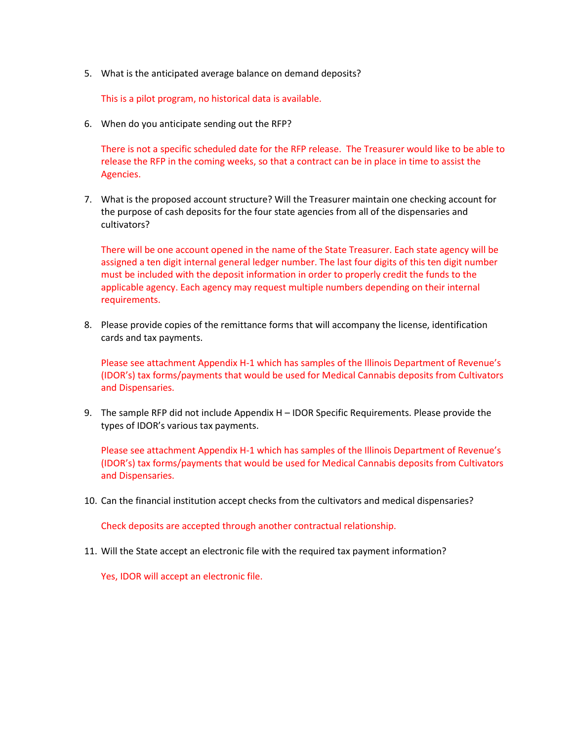5. What is the anticipated average balance on demand deposits?

   This is a pilot program, no historical data is available.

6. When do you anticipate sending out the RFP?

   There is not a specific scheduled date for the RFP release. The Treasurer would like to be able to release the RFP in the coming weeks, so that a contract can be in place in time to assist the Agencies.

7. What is the proposed account structure? Will the Treasurer maintain one checking account for the purpose of cash deposits for the four state agencies from all of the dispensaries and cultivators?

   There will be one account opened in the name of the State Treasurer. Each state agency will be assigned a ten digit internal general ledger number. The last four digits of this ten digit number must be included with the deposit information in order to properly credit the funds to the applicable agency. Each agency may request multiple numbers depending on their internal requirements.

8. Please provide copies of the remittance forms that will accompany the license, identification cards and tax payments.

   Please see attachment Appendix H-1 which has samples of the Illinois Department of Revenue's (IDOR's) tax forms/payments that would be used for Medical Cannabis deposits from Cultivators and Dispensaries.

9. The sample RFP did not include Appendix H – IDOR Specific Requirements. Please provide the types of IDOR's various tax payments.

   Please see attachment Appendix H-1 which has samples of the Illinois Department of Revenue's (IDOR's) tax forms/payments that would be used for Medical Cannabis deposits from Cultivators and Dispensaries.

10. Can the financial institution accept checks from the cultivators and medical dispensaries?

    Check deposits are accepted through another contractual relationship.

11. Will the State accept an electronic file with the required tax payment information?

    Yes, IDOR will accept an electronic file.